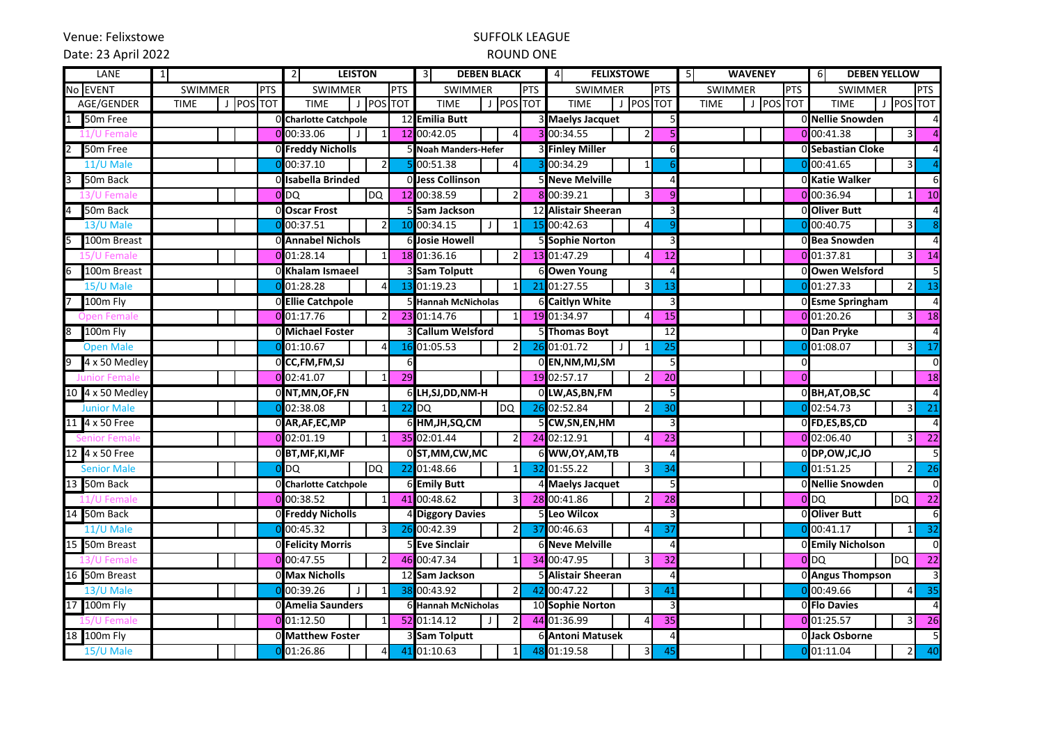Venue: Felixstowe

Date: 23 April 2022

# SUFFOLK LEAGUE

## ROUND ONE

| LANE | | 1 | | | | 2 | LEISTON | | | 3 | DEBEN BLACK | | | 4 | FELIXSTOWE | | | 5 | WAVENEY | | | 6 | DEBEN YELLOW | | |
|---|---|---|---|---|---|---|---|---|---|---|---|---|---|---|---|---|---|---|---|---|---|---|---|---|---|
| No | EVENT | SWIMMER | | | PTS | SWIMMER | | | PTS | SWIMMER | | | PTS | SWIMMER | | | PTS | SWIMMER | | | PTS | SWIMMER | | | PTS |
| | AGE/GENDER | TIME | J | POS | TOT | TIME | J | POS | TOT | TIME | J | POS | TOT | TIME | J | POS | TOT | TIME | J | POS | TOT | TIME | J | POS | TOT |
| 1 | 50m Free | | | | 0 | **Charlotte Catchpole** | | | 12 | **Emilia Butt** | | | 3 | **Maelys Jacquet** | | | 5 | | | | 0 | **Nellie Snowden** | | | 4 |
| | 11/U Female | | | | 0 | 00:33.06 | J | 1 | 12 | 00:42.05 | | 4 | 3 | 00:34.55 | | 2 | 5 | | | | 0 | 00:41.38 | | 3 | 4 |
| 2 | 50m Free | | | | 0 | **Freddy Nicholls** | | | 5 | **Noah Manders-Hefer** | | | 3 | **Finley Miller** | | | 6 | | | | 0 | **Sebastian Cloke** | | | 4 |
| | 11/U Male | | | | 0 | 00:37.10 | | 2 | 5 | 00:51.38 | | 4 | 3 | 00:34.29 | | 1 | 6 | | | | 0 | 00:41.65 | | 3 | 4 |
| 3 | 50m Back | | | | 0 | **Isabella Brinded** | | | 0 | **Jess Collinson** | | | 5 | **Neve Melville** | | | 4 | | | | 0 | **Katie Walker** | | | 6 |
| | 13/U Female | | | | 0 | DQ | | DQ | 12 | 00:38.59 | | 2 | 8 | 00:39.21 | | 3 | 9 | | | | 0 | 00:36.94 | | 1 | 10 |
| 4 | 50m Back | | | | 0 | **Oscar Frost** | | | 5 | **Sam Jackson** | | | 12 | **Alistair Sheeran** | | | 3 | | | | 0 | **Oliver Butt** | | | 4 |
| | 13/U Male | | | | 0 | 00:37.51 | | 2 | 10 | 00:34.15 | J | 1 | 15 | 00:42.63 | | 4 | 9 | | | | 0 | 00:40.75 | | 3 | 8 |
| 5 | 100m Breast | | | | 0 | **Annabel Nichols** | | | 6 | **Josie Howell** | | | 5 | **Sophie Norton** | | | 3 | | | | 0 | **Bea Snowden** | | | 4 |
| | 15/U Female | | | | 0 | 01:28.14 | | 1 | 18 | 01:36.16 | | 2 | 13 | 01:47.29 | | 4 | 12 | | | | 0 | 01:37.81 | | 3 | 14 |
| 6 | 100m Breast | | | | 0 | **Khalam Ismaeel** | | | 3 | **Sam Tolputt** | | | 6 | **Owen Young** | | | 4 | | | | 0 | **Owen Welsford** | | | 5 |
| | 15/U Male | | | | 0 | 01:28.28 | | 4 | 13 | 01:19.23 | | 1 | 21 | 01:27.55 | | 3 | 13 | | | | 0 | 01:27.33 | | 2 | 13 |
| 7 | 100m Fly | | | | 0 | **Ellie Catchpole** | | | 5 | **Hannah McNicholas** | | | 6 | **Caitlyn White** | | | 3 | | | | 0 | **Esme Springham** | | | 4 |
| | Open Female | | | | 0 | 01:17.76 | | 2 | 23 | 01:14.76 | | 1 | 19 | 01:34.97 | | 4 | 15 | | | | 0 | 01:20.26 | | 3 | 18 |
| 8 | 100m Fly | | | | 0 | **Michael Foster** | | | 3 | **Callum Welsford** | | | 5 | **Thomas Boyt** | | | 12 | | | | 0 | **Dan Pryke** | | | 4 |
| | Open Male | | | | 0 | 01:10.67 | | 4 | 16 | 01:05.53 | | 2 | 26 | 01:01.72 | J | 1 | 25 | | | | 0 | 01:08.07 | | 3 | 17 |
| 9 | 4 x 50 Medley | | | | 0 | **CC,FM,FM,SJ** | | | 6 | | | | 0 | **EN,NM,MJ,SM** | | | 5 | | | | 0 | | | | 0 |
| | Junior Female | | | | 0 | 02:41.07 | | 1 | 29 | | | | 19 | 02:57.17 | | 2 | 20 | | | | 0 | | | | 18 |
| 10 | 4 x 50 Medley | | | | 0 | **NT,MN,OF,FN** | | | 6 | **LH,SJ,DD,NM-H** | | | 0 | **LW,AS,BN,FM** | | | 5 | | | | 0 | **BH,AT,OB,SC** | | | 4 |
| | Junior Male | | | | 0 | 02:38.08 | | 1 | 22 | DQ | | DQ | 26 | 02:52.84 | | 2 | 30 | | | | 0 | 02:54.73 | | 3 | 21 |
| 11 | 4 x 50 Free | | | | 0 | **AR,AF,EC,MP** | | | 6 | **HM,JH,SQ,CM** | | | 5 | **CW,SN,EN,HM** | | | 3 | | | | 0 | **FD,ES,BS,CD** | | | 4 |
| | Senior Female | | | | 0 | 02:01.19 | | 1 | 35 | 02:01.44 | | 2 | 24 | 02:12.91 | | 4 | 23 | | | | 0 | 02:06.40 | | 3 | 22 |
| 12 | 4 x 50 Free | | | | 0 | **BT,MF,KI,MF** | | | 0 | **ST,MM,CW,MC** | | | 6 | **WW,OY,AM,TB** | | | 4 | | | | 0 | **DP,OW,JC,JO** | | | 5 |
| | Senior Male | | | | 0 | DQ | | DQ | 22 | 01:48.66 | | 1 | 32 | 01:55.22 | | 3 | 34 | | | | 0 | 01:51.25 | | 2 | 26 |
| 13 | 50m Back | | | | 0 | **Charlotte Catchpole** | | | 6 | **Emily Butt** | | | 4 | **Maelys Jacquet** | | | 5 | | | | 0 | **Nellie Snowden** | | | 0 |
| | 11/U Female | | | | 0 | 00:38.52 | | 1 | 41 | 00:48.62 | | 3 | 28 | 00:41.86 | | 2 | 28 | | | | 0 | DQ | | DQ | 22 |
| 14 | 50m Back | | | | 0 | **Freddy Nicholls** | | | 4 | **Diggory Davies** | | | 5 | **Leo Wilcox** | | | 3 | | | | 0 | **Oliver Butt** | | | 6 |
| | 11/U Male | | | | 0 | 00:45.32 | | 3 | 26 | 00:42.39 | | 2 | 37 | 00:46.63 | | 4 | 37 | | | | 0 | 00:41.17 | | 1 | 32 |
| 15 | 50m Breast | | | | 0 | **Felicity Morris** | | | 5 | **Eve Sinclair** | | | 6 | **Neve Melville** | | | 4 | | | | 0 | **Emily Nicholson** | | | 0 |
| | 13/U Female | | | | 0 | 00:47.55 | | 2 | 46 | 00:47.34 | | 1 | 34 | 00:47.95 | | 3 | 32 | | | | 0 | DQ | | DQ | 22 |
| 16 | 50m Breast | | | | 0 | **Max Nicholls** | | | 12 | **Sam Jackson** | | | 5 | **Alistair Sheeran** | | | 4 | | | | 0 | **Angus Thompson** | | | 3 |
| | 13/U Male | | | | 0 | 00:39.26 | J | 1 | 38 | 00:43.92 | | 2 | 42 | 00:47.22 | | 3 | 41 | | | | 0 | 00:49.66 | | 4 | 35 |
| 17 | 100m Fly | | | | 0 | **Amelia Saunders** | | | 6 | **Hannah McNicholas** | | | 10 | **Sophie Norton** | | | 3 | | | | 0 | **Flo Davies** | | | 4 |
| | 15/U Female | | | | 0 | 01:12.50 | | 1 | 52 | 01:14.12 | J | 2 | 44 | 01:36.99 | | 4 | 35 | | | | 0 | 01:25.57 | | 3 | 26 |
| 18 | 100m Fly | | | | 0 | **Matthew Foster** | | | 3 | **Sam Tolputt** | | | 6 | **Antoni Matusek** | | | 4 | | | | 0 | **Jack Osborne** | | | 5 |
| | 15/U Male | | | | 0 | 01:26.86 | | 4 | 41 | 01:10.63 | | 1 | 48 | 01:19.58 | | 3 | 45 | | | | 0 | 01:11.04 | | 2 | 40 |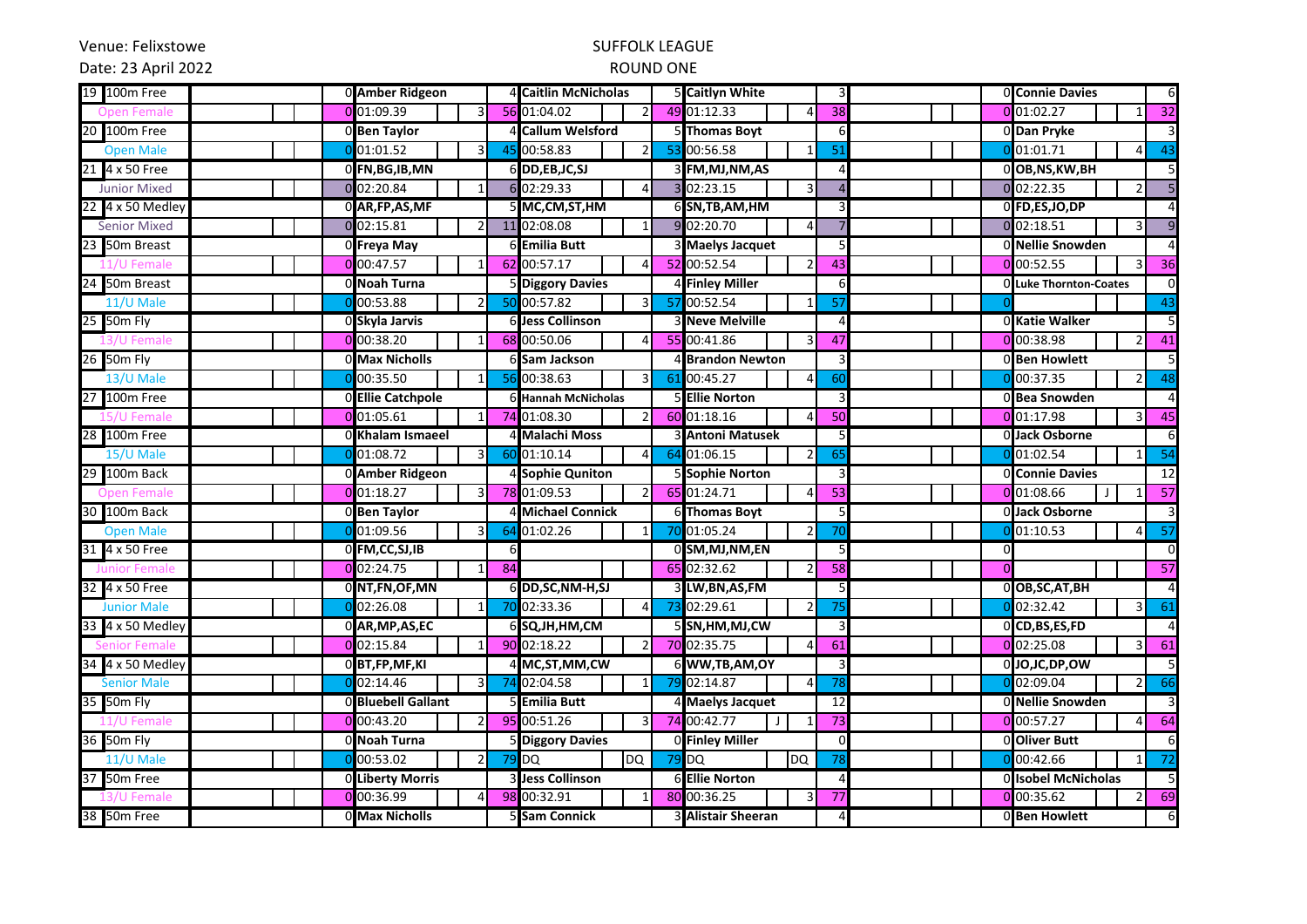Venue: Felixstowe

Date: 23 April 2022

## SUFFOLK LEAGUE

## ROUND ONE

| | | | | | | | | | | | | | | | | | | | |
|---|---|---|---|---|---|---|---|---|---|---|---|---|---|---|---|---|---|---|---|
| 19 | 100m Free | 0 | Amber Ridgeon | | | 4 | Caitlin McNicholas | | | 5 | Caitlyn White | | | 3 | 0 | Connie Davies | | | 6 |
| Open Female | | 0 | 01:09.39 | | 3 | 56 | 01:04.02 | | 2 | 49 | 01:12.33 | | 4 | 38 | 0 | 01:02.27 | | 1 | 32 |
| 20 | 100m Free | 0 | Ben Taylor | | | 4 | Callum Welsford | | | 5 | Thomas Boyt | | | 6 | 0 | Dan Pryke | | | 3 |
| Open Male | | 0 | 01:01.52 | | 3 | 45 | 00:58.83 | | 2 | 53 | 00:56.58 | | 1 | 51 | 0 | 01:01.71 | | 4 | 43 |
| 21 | 4 x 50 Free | 0 | FN,BG,IB,MN | | | 6 | DD,EB,JC,SJ | | | 3 | FM,MJ,NM,AS | | | 4 | 0 | OB,NS,KW,BH | | | 5 |
| Junior Mixed | | 0 | 02:20.84 | | 1 | 6 | 02:29.33 | | 4 | 3 | 02:23.15 | | 3 | 4 | 0 | 02:22.35 | | 2 | 5 |
| 22 | 4 x 50 Medley | 0 | AR,FP,AS,MF | | | 5 | MC,CM,ST,HM | | | 6 | SN,TB,AM,HM | | | 3 | 0 | FD,ES,JO,DP | | | 4 |
| Senior Mixed | | 0 | 02:15.81 | | 2 | 11 | 02:08.08 | | 1 | 9 | 02:20.70 | | 4 | 7 | 0 | 02:18.51 | | 3 | 9 |
| 23 | 50m Breast | 0 | Freya May | | | 6 | Emilia Butt | | | 3 | Maelys Jacquet | | | 5 | 0 | Nellie Snowden | | | 4 |
| 11/U Female | | 0 | 00:47.57 | | 1 | 62 | 00:57.17 | | 4 | 52 | 00:52.54 | | 2 | 43 | 0 | 00:52.55 | | 3 | 36 |
| 24 | 50m Breast | 0 | Noah Turna | | | 5 | Diggory Davies | | | 4 | Finley Miller | | | 6 | 0 | Luke Thornton-Coates | | | 0 |
| 11/U Male | | 0 | 00:53.88 | | 2 | 50 | 00:57.82 | | 3 | 57 | 00:52.54 | | 1 | 57 | 0 | | | | 43 |
| 25 | 50m Fly | 0 | Skyla Jarvis | | | 6 | Jess Collinson | | | 3 | Neve Melville | | | 4 | 0 | Katie Walker | | | 5 |
| 13/U Female | | 0 | 00:38.20 | | 1 | 68 | 00:50.06 | | 4 | 55 | 00:41.86 | | 3 | 47 | 0 | 00:38.98 | | 2 | 41 |
| 26 | 50m Fly | 0 | Max Nicholls | | | 6 | Sam Jackson | | | 4 | Brandon Newton | | | 3 | 0 | Ben Howlett | | | 5 |
| 13/U Male | | 0 | 00:35.50 | | 1 | 56 | 00:38.63 | | 3 | 61 | 00:45.27 | | 4 | 60 | 0 | 00:37.35 | | 2 | 48 |
| 27 | 100m Free | 0 | Ellie Catchpole | | | 6 | Hannah McNicholas | | | 5 | Ellie Norton | | | 3 | 0 | Bea Snowden | | | 4 |
| 15/U Female | | 0 | 01:05.61 | | 1 | 74 | 01:08.30 | | 2 | 60 | 01:18.16 | | 4 | 50 | 0 | 01:17.98 | | 3 | 45 |
| 28 | 100m Free | 0 | Khalam Ismaeel | | | 4 | Malachi Moss | | | 3 | Antoni Matusek | | | 5 | 0 | Jack Osborne | | | 6 |
| 15/U Male | | 0 | 01:08.72 | | 3 | 60 | 01:10.14 | | 4 | 64 | 01:06.15 | | 2 | 65 | 0 | 01:02.54 | | 1 | 54 |
| 29 | 100m Back | 0 | Amber Ridgeon | | | 4 | Sophie Quniton | | | 5 | Sophie Norton | | | 3 | 0 | Connie Davies | | | 12 |
| Open Female | | 0 | 01:18.27 | | 3 | 78 | 01:09.53 | | 2 | 65 | 01:24.71 | | 4 | 53 | 0 | 01:08.66 | J | 1 | 57 |
| 30 | 100m Back | 0 | Ben Taylor | | | 4 | Michael Connick | | | 6 | Thomas Boyt | | | 5 | 0 | Jack Osborne | | | 3 |
| Open Male | | 0 | 01:09.56 | | 3 | 64 | 01:02.26 | | 1 | 70 | 01:05.24 | | 2 | 70 | 0 | 01:10.53 | | 4 | 57 |
| 31 | 4 x 50 Free | 0 | FM,CC,SJ,IB | | | 6 | | | | 0 | SM,MJ,NM,EN | | | 5 | 0 | | | | 0 |
| Junior Female | | 0 | 02:24.75 | | 1 | 84 | | | | 65 | 02:32.62 | | 2 | 58 | 0 | | | | 57 |
| 32 | 4 x 50 Free | 0 | NT,FN,OF,MN | | | 6 | DD,SC,NM-H,SJ | | | 3 | LW,BN,AS,FM | | | 5 | 0 | OB,SC,AT,BH | | | 4 |
| Junior Male | | 0 | 02:26.08 | | 1 | 70 | 02:33.36 | | 4 | 73 | 02:29.61 | | 2 | 75 | 0 | 02:32.42 | | 3 | 61 |
| 33 | 4 x 50 Medley | 0 | AR,MP,AS,EC | | | 6 | SQ,JH,HM,CM | | | 5 | SN,HM,MJ,CW | | | 3 | 0 | CD,BS,ES,FD | | | 4 |
| Senior Female | | 0 | 02:15.84 | | 1 | 90 | 02:18.22 | | 2 | 70 | 02:35.75 | | 4 | 61 | 0 | 02:25.08 | | 3 | 61 |
| 34 | 4 x 50 Medley | 0 | BT,FP,MF,KI | | | 4 | MC,ST,MM,CW | | | 6 | WW,TB,AM,OY | | | 3 | 0 | JO,JC,DP,OW | | | 5 |
| Senior Male | | 0 | 02:14.46 | | 3 | 74 | 02:04.58 | | 1 | 79 | 02:14.87 | | 4 | 78 | 0 | 02:09.04 | | 2 | 66 |
| 35 | 50m Fly | 0 | Bluebell Gallant | | | 5 | Emilia Butt | | | 4 | Maelys Jacquet | | | 12 | 0 | Nellie Snowden | | | 3 |
| 11/U Female | | 0 | 00:43.20 | | 2 | 95 | 00:51.26 | | 3 | 74 | 00:42.77 | J | 1 | 73 | 0 | 00:57.27 | | 4 | 64 |
| 36 | 50m Fly | 0 | Noah Turna | | | 5 | Diggory Davies | | | 0 | Finley Miller | | | 0 | 0 | Oliver Butt | | | 6 |
| 11/U Male | | 0 | 00:53.02 | | 2 | 79 | DQ | DQ | | 79 | DQ | DQ | | 78 | 0 | 00:42.66 | | 1 | 72 |
| 37 | 50m Free | 0 | Liberty Morris | | | 3 | Jess Collinson | | | 6 | Ellie Norton | | | 4 | 0 | Isobel McNicholas | | | 5 |
| 13/U Female | | 0 | 00:36.99 | | 4 | 98 | 00:32.91 | | 1 | 80 | 00:36.25 | | 3 | 77 | 0 | 00:35.62 | | 2 | 69 |
| 38 | 50m Free | 0 | Max Nicholls | | | 5 | Sam Connick | | | 3 | Alistair Sheeran | | | 4 | 0 | Ben Howlett | | | 6 |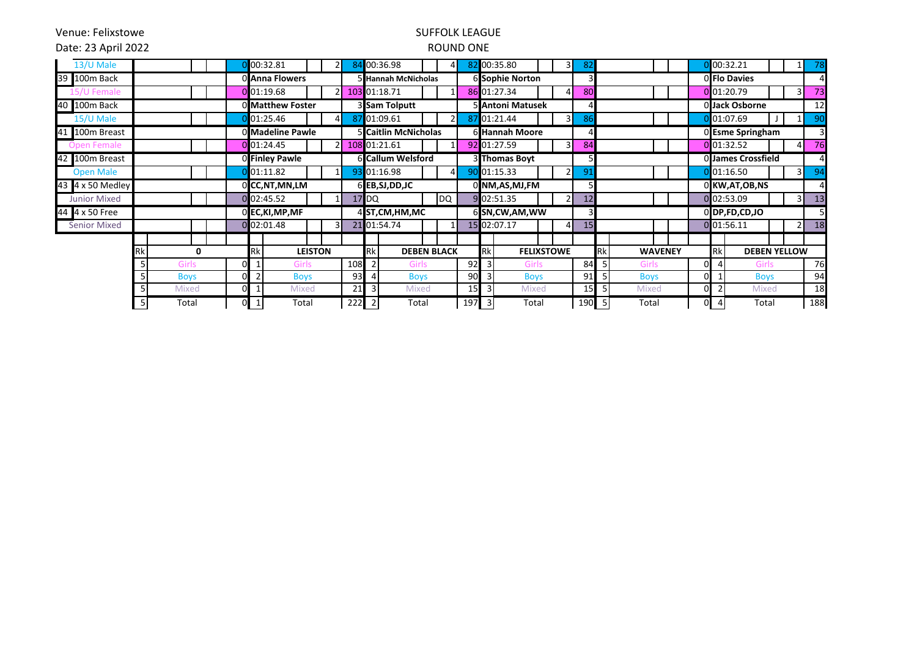Venue: Felixstowe

Date: 23 April 2022

# SUFFOLK LEAGUE

## ROUND ONE

| | | | | | | | | | | | | | | | | |
|---|---|---|---|---|---|---|---|---|---|---|---|---|---|---|---|---|
| 13/U Male | 0 | 00:32.81 | 2 | 84 | 00:36.98 | 4 | 82 | 00:35.80 | 3 | 82 | | | 0 | 00:32.21 | 1 | 78 |
| 39 100m Back | 0 | Anna Flowers | | 5 | Hannah McNicholas | | 6 | Sophie Norton | | 3 | | | 0 | Flo Davies | | 4 |
| 15/U Female | 0 | 01:19.68 | 2 | 103 | 01:18.71 | 1 | 86 | 01:27.34 | 4 | 80 | | | 0 | 01:20.79 | 3 | 73 |
| 40 100m Back | 0 | Matthew Foster | | 3 | Sam Tolputt | | 5 | Antoni Matusek | | 4 | | | 0 | Jack Osborne | | 12 |
| 15/U Male | 0 | 01:25.46 | 4 | 87 | 01:09.61 | 2 | 87 | 01:21.44 | 3 | 86 | | | 0 | 01:07.69 J | 1 | 90 |
| 41 100m Breast | 0 | Madeline Pawle | | 5 | Caitlin McNicholas | | 6 | Hannah Moore | | 4 | | | 0 | Esme Springham | | 3 |
| Open Female | 0 | 01:24.45 | 2 | 108 | 01:21.61 | 1 | 92 | 01:27.59 | 3 | 84 | | | 0 | 01:32.52 | 4 | 76 |
| 42 100m Breast | 0 | Finley Pawle | | 6 | Callum Welsford | | 3 | Thomas Boyt | | 5 | | | 0 | James Crossfield | | 4 |
| Open Male | 0 | 01:11.82 | 1 | 93 | 01:16.98 | 4 | 90 | 01:15.33 | 2 | 91 | | | 0 | 01:16.50 | 3 | 94 |
| 43 4 x 50 Medley | 0 | CC,NT,MN,LM | | 6 | EB,SJ,DD,JC | | 0 | NM,AS,MJ,FM | | 5 | | | 0 | KW,AT,OB,NS | | 4 |
| Junior Mixed | 0 | 02:45.52 | 1 | 17 | DQ | DQ | 9 | 02:51.35 | 2 | 12 | | | 0 | 02:53.09 | 3 | 13 |
| 44 4 x 50 Free | 0 | EC,KI,MP,MF | | 4 | ST,CM,HM,MC | | 6 | SN,CW,AM,WW | | 3 | | | 0 | DP,FD,CD,JO | | 5 |
| Senior Mixed | 0 | 02:01.48 | 3 | 21 | 01:54.74 | 1 | 15 | 02:07.17 | 4 | 15 | | | 0 | 01:56.11 | 2 | 18 |

| Rk | 0 | | Rk | LEISTON | | Rk | DEBEN BLACK | | Rk | FELIXSTOWE | | Rk | WAVENEY | | Rk | DEBEN YELLOW | |
|---|---|---|---|---|---|---|---|---|---|---|---|---|---|---|---|---|---|
| 5 | Girls | 0 | 1 | Girls | 108 | 2 | Girls | 92 | 3 | Girls | 84 | 5 | Girls | 0 | 4 | Girls | 76 |
| 5 | Boys | 0 | 2 | Boys | 93 | 4 | Boys | 90 | 3 | Boys | 91 | 5 | Boys | 0 | 1 | Boys | 94 |
| 5 | Mixed | 0 | 1 | Mixed | 21 | 3 | Mixed | 15 | 3 | Mixed | 15 | 5 | Mixed | 0 | 2 | Mixed | 18 |
| 5 | Total | 0 | 1 | Total | 222 | 2 | Total | 197 | 3 | Total | 190 | 5 | Total | 0 | 4 | Total | 188 |